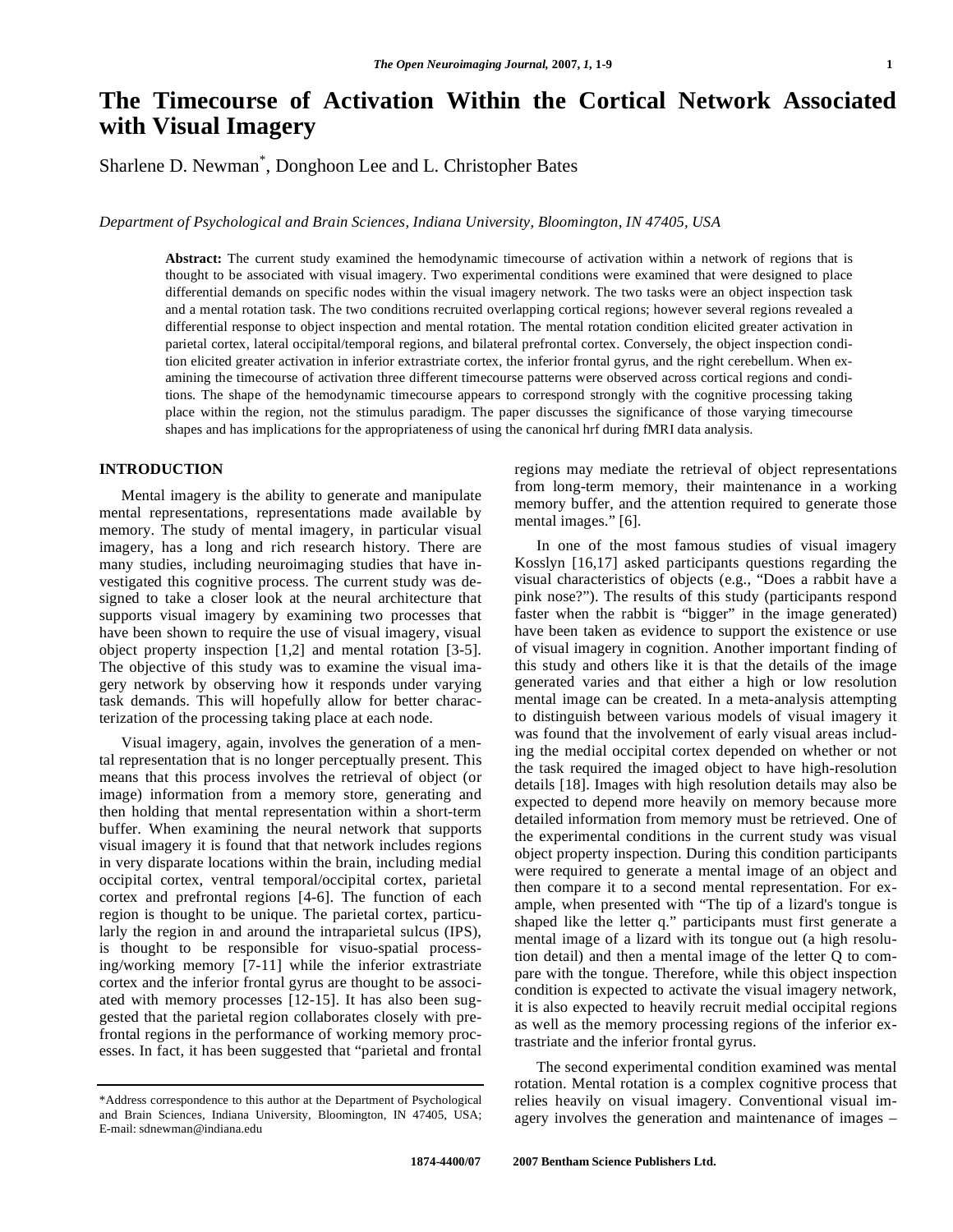# The Timecourse of Activation Within the Cortical Network Associated with Visual Imagery

Sharlene D. Newman*, Donghoon Lee and L. Christopher Bates

*Department of Psychological and Brain Sciences, Indiana University, Bloomington, IN 47405, USA*

**Abstract:** The current study examined the hemodynamic timecourse of activation within a network of regions that is thought to be associated with visual imagery. Two experimental conditions were examined that were designed to place differential demands on specific nodes within the visual imagery network. The two tasks were an object inspection task and a mental rotation task. The two conditions recruited overlapping cortical regions; however several regions revealed a differential response to object inspection and mental rotation. The mental rotation condition elicited greater activation in parietal cortex, lateral occipital/temporal regions, and bilateral prefrontal cortex. Conversely, the object inspection condition elicited greater activation in inferior extrastriate cortex, the inferior frontal gyrus, and the right cerebellum. When examining the timecourse of activation three different timecourse patterns were observed across cortical regions and conditions. The shape of the hemodynamic timecourse appears to correspond strongly with the cognitive processing taking place within the region, not the stimulus paradigm. The paper discusses the significance of those varying timecourse shapes and has implications for the appropriateness of using the canonical hrf during fMRI data analysis.

## INTRODUCTION

Mental imagery is the ability to generate and manipulate mental representations, representations made available by memory. The study of mental imagery, in particular visual imagery, has a long and rich research history. There are many studies, including neuroimaging studies that have investigated this cognitive process. The current study was designed to take a closer look at the neural architecture that supports visual imagery by examining two processes that have been shown to require the use of visual imagery, visual object property inspection [1,2] and mental rotation [3-5]. The objective of this study was to examine the visual imagery network by observing how it responds under varying task demands. This will hopefully allow for better characterization of the processing taking place at each node.

Visual imagery, again, involves the generation of a mental representation that is no longer perceptually present. This means that this process involves the retrieval of object (or image) information from a memory store, generating and then holding that mental representation within a short-term buffer. When examining the neural network that supports visual imagery it is found that that network includes regions in very disparate locations within the brain, including medial occipital cortex, ventral temporal/occipital cortex, parietal cortex and prefrontal regions [4-6]. The function of each region is thought to be unique. The parietal cortex, particularly the region in and around the intraparietal sulcus (IPS), is thought to be responsible for visuo-spatial processing/working memory [7-11] while the inferior extrastriate cortex and the inferior frontal gyrus are thought to be associated with memory processes [12-15]. It has also been suggested that the parietal region collaborates closely with prefrontal regions in the performance of working memory processes. In fact, it has been suggested that "parietal and frontal regions may mediate the retrieval of object representations from long-term memory, their maintenance in a working memory buffer, and the attention required to generate those mental images." [6].

In one of the most famous studies of visual imagery Kosslyn [16,17] asked participants questions regarding the visual characteristics of objects (e.g., "Does a rabbit have a pink nose?"). The results of this study (participants respond faster when the rabbit is "bigger" in the image generated) have been taken as evidence to support the existence or use of visual imagery in cognition. Another important finding of this study and others like it is that the details of the image generated varies and that either a high or low resolution mental image can be created. In a meta-analysis attempting to distinguish between various models of visual imagery it was found that the involvement of early visual areas including the medial occipital cortex depended on whether or not the task required the imaged object to have high-resolution details [18]. Images with high resolution details may also be expected to depend more heavily on memory because more detailed information from memory must be retrieved. One of the experimental conditions in the current study was visual object property inspection. During this condition participants were required to generate a mental image of an object and then compare it to a second mental representation. For example, when presented with "The tip of a lizard's tongue is shaped like the letter q." participants must first generate a mental image of a lizard with its tongue out (a high resolution detail) and then a mental image of the letter Q to compare with the tongue. Therefore, while this object inspection condition is expected to activate the visual imagery network, it is also expected to heavily recruit medial occipital regions as well as the memory processing regions of the inferior extrastriate and the inferior frontal gyrus.

The second experimental condition examined was mental rotation. Mental rotation is a complex cognitive process that relies heavily on visual imagery. Conventional visual imagery involves the generation and maintenance of images –

*Address correspondence to this author at the Department of Psychological and Brain Sciences, Indiana University, Bloomington, IN 47405, USA; E-mail: sdnewman@indiana.edu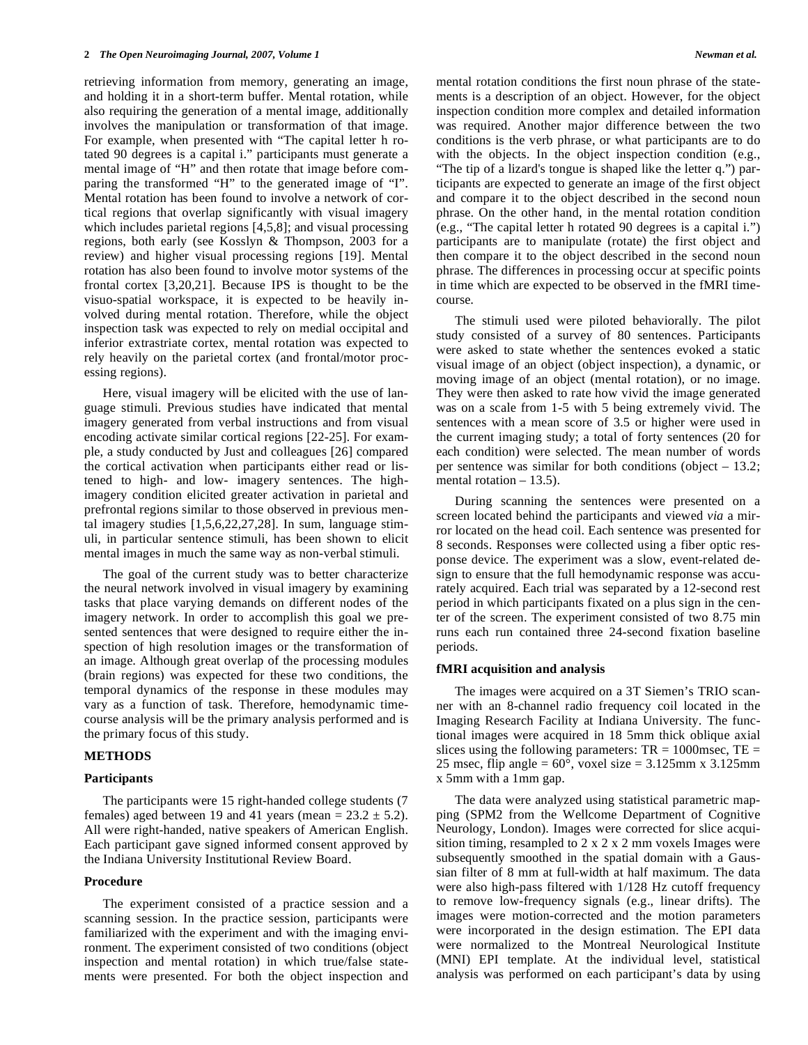retrieving information from memory, generating an image, and holding it in a short-term buffer. Mental rotation, while also requiring the generation of a mental image, additionally involves the manipulation or transformation of that image. For example, when presented with "The capital letter h rotated 90 degrees is a capital i." participants must generate a mental image of "H" and then rotate that image before comparing the transformed "H" to the generated image of "I". Mental rotation has been found to involve a network of cortical regions that overlap significantly with visual imagery which includes parietal regions [4,5,8]; and visual processing regions, both early (see Kosslyn & Thompson, 2003 for a review) and higher visual processing regions [19]. Mental rotation has also been found to involve motor systems of the frontal cortex [3,20,21]. Because IPS is thought to be the visuo-spatial workspace, it is expected to be heavily involved during mental rotation. Therefore, while the object inspection task was expected to rely on medial occipital and inferior extrastriate cortex, mental rotation was expected to rely heavily on the parietal cortex (and frontal/motor processing regions).

Here, visual imagery will be elicited with the use of language stimuli. Previous studies have indicated that mental imagery generated from verbal instructions and from visual encoding activate similar cortical regions [22-25]. For example, a study conducted by Just and colleagues [26] compared the cortical activation when participants either read or listened to high- and low- imagery sentences. The high-imagery condition elicited greater activation in parietal and prefrontal regions similar to those observed in previous mental imagery studies [1,5,6,22,27,28]. In sum, language stimuli, in particular sentence stimuli, has been shown to elicit mental images in much the same way as non-verbal stimuli.

The goal of the current study was to better characterize the neural network involved in visual imagery by examining tasks that place varying demands on different nodes of the imagery network. In order to accomplish this goal we presented sentences that were designed to require either the inspection of high resolution images or the transformation of an image. Although great overlap of the processing modules (brain regions) was expected for these two conditions, the temporal dynamics of the response in these modules may vary as a function of task. Therefore, hemodynamic timecourse analysis will be the primary analysis performed and is the primary focus of this study.

## METHODS

### Participants

The participants were 15 right-handed college students (7 females) aged between 19 and 41 years (mean = 23.2 ± 5.2). All were right-handed, native speakers of American English. Each participant gave signed informed consent approved by the Indiana University Institutional Review Board.

### Procedure

The experiment consisted of a practice session and a scanning session. In the practice session, participants were familiarized with the experiment and with the imaging environment. The experiment consisted of two conditions (object inspection and mental rotation) in which true/false statements were presented. For both the object inspection and mental rotation conditions the first noun phrase of the statements is a description of an object. However, for the object inspection condition more complex and detailed information was required. Another major difference between the two conditions is the verb phrase, or what participants are to do with the objects. In the object inspection condition (e.g., "The tip of a lizard's tongue is shaped like the letter q.") participants are expected to generate an image of the first object and compare it to the object described in the second noun phrase. On the other hand, in the mental rotation condition (e.g., "The capital letter h rotated 90 degrees is a capital i.") participants are to manipulate (rotate) the first object and then compare it to the object described in the second noun phrase. The differences in processing occur at specific points in time which are expected to be observed in the fMRI timecourse.

The stimuli used were piloted behaviorally. The pilot study consisted of a survey of 80 sentences. Participants were asked to state whether the sentences evoked a static visual image of an object (object inspection), a dynamic, or moving image of an object (mental rotation), or no image. They were then asked to rate how vivid the image generated was on a scale from 1-5 with 5 being extremely vivid. The sentences with a mean score of 3.5 or higher were used in the current imaging study; a total of forty sentences (20 for each condition) were selected. The mean number of words per sentence was similar for both conditions (object – 13.2; mental rotation – 13.5).

During scanning the sentences were presented on a screen located behind the participants and viewed *via* a mirror located on the head coil. Each sentence was presented for 8 seconds. Responses were collected using a fiber optic response device. The experiment was a slow, event-related design to ensure that the full hemodynamic response was accurately acquired. Each trial was separated by a 12-second rest period in which participants fixated on a plus sign in the center of the screen. The experiment consisted of two 8.75 min runs each run contained three 24-second fixation baseline periods.

### fMRI acquisition and analysis

The images were acquired on a 3T Siemen's TRIO scanner with an 8-channel radio frequency coil located in the Imaging Research Facility at Indiana University. The functional images were acquired in 18 5mm thick oblique axial slices using the following parameters: TR = 1000msec, TE = 25 msec, flip angle = 60°, voxel size = 3.125mm x 3.125mm x 5mm with a 1mm gap.

The data were analyzed using statistical parametric mapping (SPM2 from the Wellcome Department of Cognitive Neurology, London). Images were corrected for slice acquisition timing, resampled to 2 x 2 x 2 mm voxels Images were subsequently smoothed in the spatial domain with a Gaussian filter of 8 mm at full-width at half maximum. The data were also high-pass filtered with 1/128 Hz cutoff frequency to remove low-frequency signals (e.g., linear drifts). The images were motion-corrected and the motion parameters were incorporated in the design estimation. The EPI data were normalized to the Montreal Neurological Institute (MNI) EPI template. At the individual level, statistical analysis was performed on each participant's data by using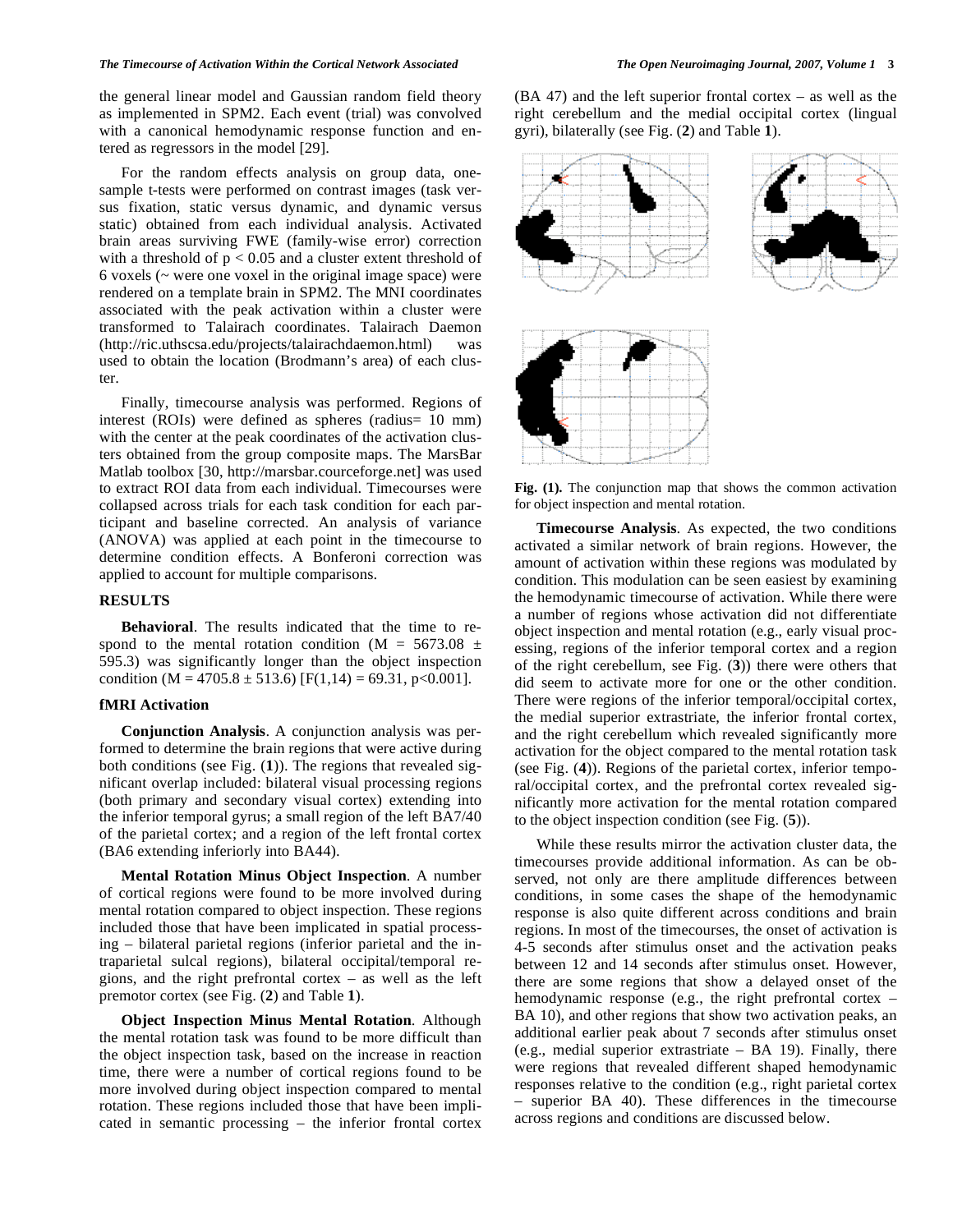the general linear model and Gaussian random field theory as implemented in SPM2. Each event (trial) was convolved with a canonical hemodynamic response function and entered as regressors in the model [29].

For the random effects analysis on group data, one-sample t-tests were performed on contrast images (task versus fixation, static versus dynamic, and dynamic versus static) obtained from each individual analysis. Activated brain areas surviving FWE (family-wise error) correction with a threshold of $p < 0.05$ and a cluster extent threshold of 6 voxels (~ were one voxel in the original image space) were rendered on a template brain in SPM2. The MNI coordinates associated with the peak activation within a cluster were transformed to Talairach coordinates. Talairach Daemon (http://ric.uthscsa.edu/projects/talairachdaemon.html) was used to obtain the location (Brodmann's area) of each cluster.

Finally, timecourse analysis was performed. Regions of interest (ROIs) were defined as spheres (radius= 10 mm) with the center at the peak coordinates of the activation clusters obtained from the group composite maps. The MarsBar Matlab toolbox [30, http://marsbar.courceforge.net] was used to extract ROI data from each individual. Timecourses were collapsed across trials for each task condition for each participant and baseline corrected. An analysis of variance (ANOVA) was applied at each point in the timecourse to determine condition effects. A Bonferoni correction was applied to account for multiple comparisons.

## RESULTS

**Behavioral**. The results indicated that the time to respond to the mental rotation condition (M = 5673.08 ± 595.3) was significantly longer than the object inspection condition (M = 4705.8 ± 513.6) [$F(1,14) = 69.31$, $p<0.001$].

### fMRI Activation

**Conjunction Analysis**. A conjunction analysis was performed to determine the brain regions that were active during both conditions (see Fig. (**1**)). The regions that revealed significant overlap included: bilateral visual processing regions (both primary and secondary visual cortex) extending into the inferior temporal gyrus; a small region of the left BA7/40 of the parietal cortex; and a region of the left frontal cortex (BA6 extending inferiorly into BA44).

**Mental Rotation Minus Object Inspection**. A number of cortical regions were found to be more involved during mental rotation compared to object inspection. These regions included those that have been implicated in spatial processing – bilateral parietal regions (inferior parietal and the intraparietal sulcal regions), bilateral occipital/temporal regions, and the right prefrontal cortex – as well as the left premotor cortex (see Fig. (**2**) and Table **1**).

**Object Inspection Minus Mental Rotation**. Although the mental rotation task was found to be more difficult than the object inspection task, based on the increase in reaction time, there were a number of cortical regions found to be more involved during object inspection compared to mental rotation. These regions included those that have been implicated in semantic processing – the inferior frontal cortex (BA 47) and the left superior frontal cortex – as well as the right cerebellum and the medial occipital cortex (lingual gyri), bilaterally (see Fig. (**2**) and Table **1**).

**Fig. (1).** The conjunction map that shows the common activation for object inspection and mental rotation.

**Timecourse Analysis**. As expected, the two conditions activated a similar network of brain regions. However, the amount of activation within these regions was modulated by condition. This modulation can be seen easiest by examining the hemodynamic timecourse of activation. While there were a number of regions whose activation did not differentiate object inspection and mental rotation (e.g., early visual processing, regions of the inferior temporal cortex and a region of the right cerebellum, see Fig. (**3**)) there were others that did seem to activate more for one or the other condition. There were regions of the inferior temporal/occipital cortex, the medial superior extrastriate, the inferior frontal cortex, and the right cerebellum which revealed significantly more activation for the object compared to the mental rotation task (see Fig. (**4**)). Regions of the parietal cortex, inferior temporal/occipital cortex, and the prefrontal cortex revealed significantly more activation for the mental rotation compared to the object inspection condition (see Fig. (**5**)).

While these results mirror the activation cluster data, the timecourses provide additional information. As can be observed, not only are there amplitude differences between conditions, in some cases the shape of the hemodynamic response is also quite different across conditions and brain regions. In most of the timecourses, the onset of activation is 4-5 seconds after stimulus onset and the activation peaks between 12 and 14 seconds after stimulus onset. However, there are some regions that show a delayed onset of the hemodynamic response (e.g., the right prefrontal cortex – BA 10), and other regions that show two activation peaks, an additional earlier peak about 7 seconds after stimulus onset (e.g., medial superior extrastriate – BA 19). Finally, there were regions that revealed different shaped hemodynamic responses relative to the condition (e.g., right parietal cortex – superior BA 40). These differences in the timecourse across regions and conditions are discussed below.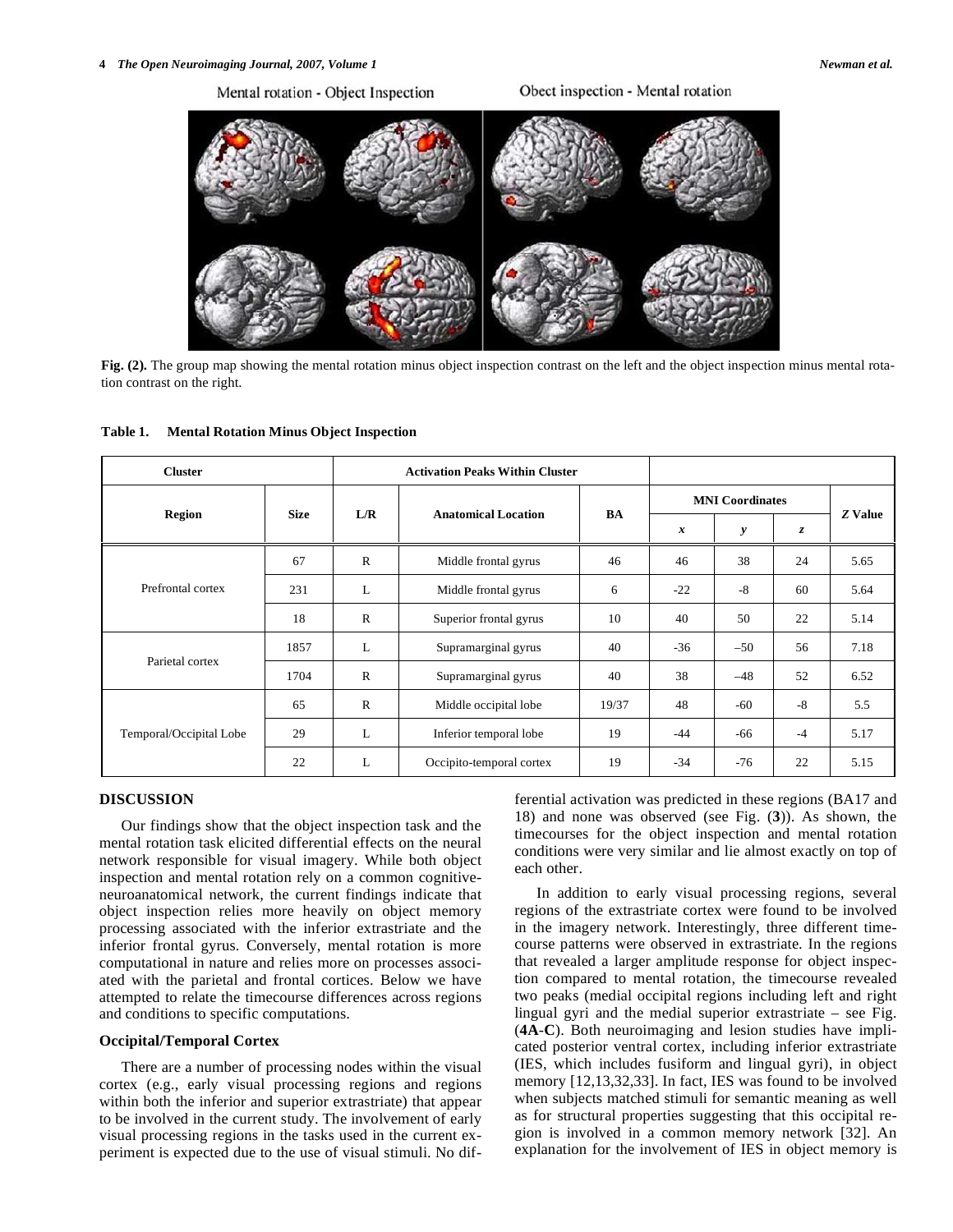Mental rotation - Object Inspection

Obect inspection - Mental rotation

**Fig. (2).** The group map showing the mental rotation minus object inspection contrast on the left and the object inspection minus mental rotation contrast on the right.

**Table 1. Mental Rotation Minus Object Inspection**

| Cluster | | Activation Peaks Within Cluster | | | | | | |
|---|---|---|---|---|---|---|---|---|
| Region | Size | L/R | Anatomical Location | BA | MNI Coordinates | | | Z Value |
| | | | | | *x* | *y* | *z* | |
| Prefrontal cortex | 67 | R | Middle frontal gyrus | 46 | 46 | 38 | 24 | 5.65 |
| | 231 | L | Middle frontal gyrus | 6 | -22 | -8 | 60 | 5.64 |
| | 18 | R | Superior frontal gyrus | 10 | 40 | 50 | 22 | 5.14 |
| Parietal cortex | 1857 | L | Supramarginal gyrus | 40 | -36 | –50 | 56 | 7.18 |
| | 1704 | R | Supramarginal gyrus | 40 | 38 | –48 | 52 | 6.52 |
| Temporal/Occipital Lobe | 65 | R | Middle occipital lobe | 19/37 | 48 | -60 | -8 | 5.5 |
| | 29 | L | Inferior temporal lobe | 19 | -44 | -66 | -4 | 5.17 |
| | 22 | L | Occipito-temporal cortex | 19 | -34 | -76 | 22 | 5.15 |

## DISCUSSION

Our findings show that the object inspection task and the mental rotation task elicited differential effects on the neural network responsible for visual imagery. While both object inspection and mental rotation rely on a common cognitive-neuroanatomical network, the current findings indicate that object inspection relies more heavily on object memory processing associated with the inferior extrastriate and the inferior frontal gyrus. Conversely, mental rotation is more computational in nature and relies more on processes associated with the parietal and frontal cortices. Below we have attempted to relate the timecourse differences across regions and conditions to specific computations.

### Occipital/Temporal Cortex

There are a number of processing nodes within the visual cortex (e.g., early visual processing regions and regions within both the inferior and superior extrastriate) that appear to be involved in the current study. The involvement of early visual processing regions in the tasks used in the current experiment is expected due to the use of visual stimuli. No differential activation was predicted in these regions (BA17 and 18) and none was observed (see Fig. (**3**)). As shown, the timecourses for the object inspection and mental rotation conditions were very similar and lie almost exactly on top of each other.

In addition to early visual processing regions, several regions of the extrastriate cortex were found to be involved in the imagery network. Interestingly, three different timecourse patterns were observed in extrastriate. In the regions that revealed a larger amplitude response for object inspection compared to mental rotation, the timecourse revealed two peaks (medial occipital regions including left and right lingual gyri and the medial superior extrastriate – see Fig. (**4A**-**C**). Both neuroimaging and lesion studies have implicated posterior ventral cortex, including inferior extrastriate (IES, which includes fusiform and lingual gyri), in object memory [12,13,32,33]. In fact, IES was found to be involved when subjects matched stimuli for semantic meaning as well as for structural properties suggesting that this occipital region is involved in a common memory network [32]. An explanation for the involvement of IES in object memory is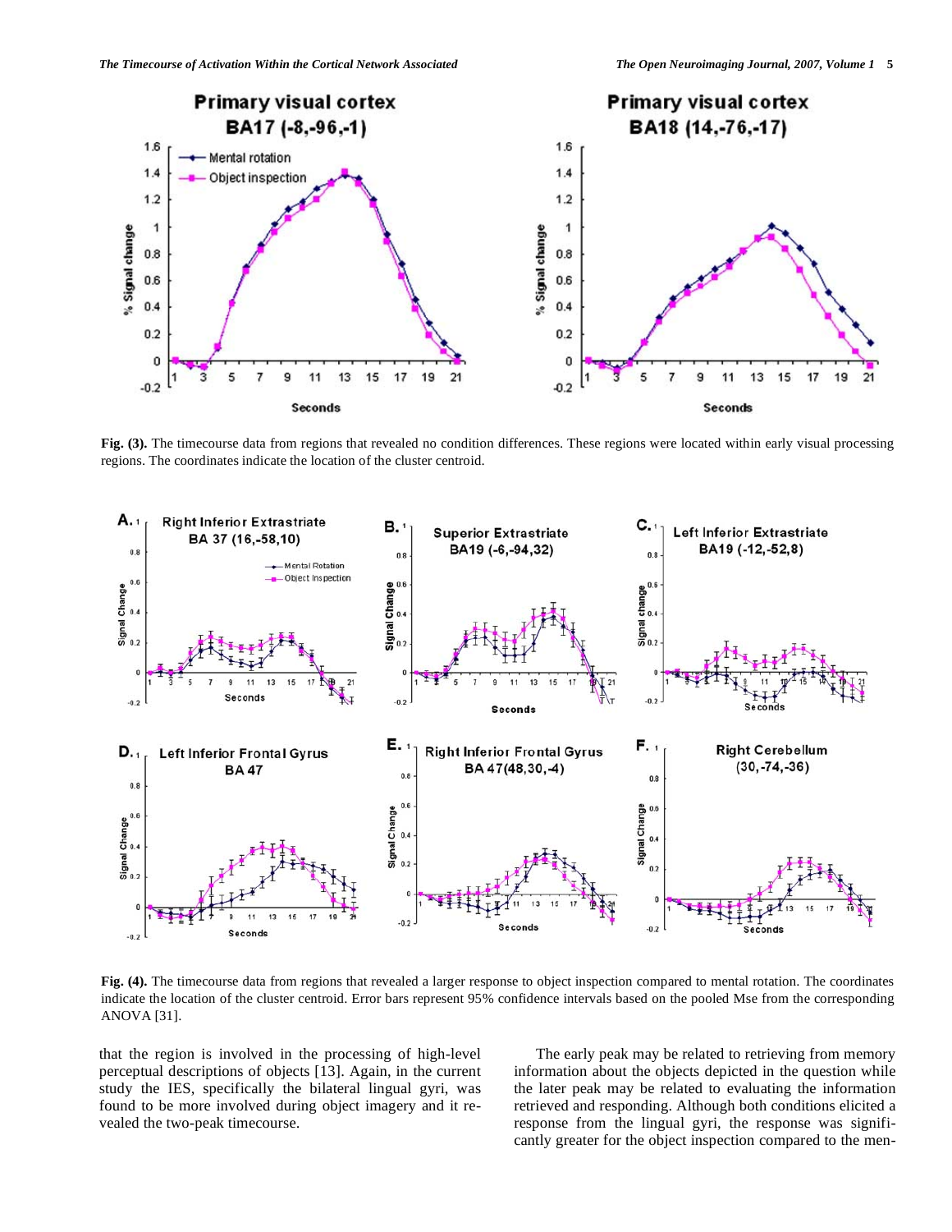Primary visual cortex
BA17 (-8,-96,-1)

Mental rotation
Object inspection

% Signal change

Seconds

Primary visual cortex
BA18 (14,-76,-17)

% Signal change

Seconds

**Fig. (3).** The timecourse data from regions that revealed no condition differences. These regions were located within early visual processing regions. The coordinates indicate the location of the cluster centroid.

A. Right Inferior Extrastriate BA 37 (16,-58,10)

B. Superior Extrastriate BA19 (-6,-94,32)

C. Left Inferior Extrastriate BA19 (-12,-52,8)

D. Left Inferior Frontal Gyrus BA 47

E. Right Inferior Frontal Gyrus BA 47(48,30,-4)

F. Right Cerebellum (30,-74,-36)

Mental Rotation
Object Inspection

Signal Change

Seconds

**Fig. (4).** The timecourse data from regions that revealed a larger response to object inspection compared to mental rotation. The coordinates indicate the location of the cluster centroid. Error bars represent 95% confidence intervals based on the pooled Mse from the corresponding ANOVA [31].

that the region is involved in the processing of high-level perceptual descriptions of objects [13]. Again, in the current study the IES, specifically the bilateral lingual gyri, was found to be more involved during object imagery and it revealed the two-peak timecourse.

The early peak may be related to retrieving from memory information about the objects depicted in the question while the later peak may be related to evaluating the information retrieved and responding. Although both conditions elicited a response from the lingual gyri, the response was significantly greater for the object inspection compared to the men-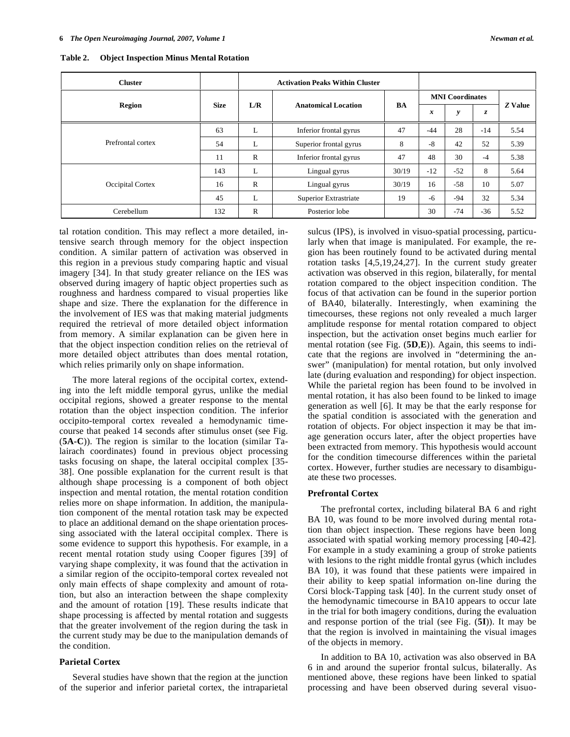**Table 2. Object Inspection Minus Mental Rotation**

| Cluster | | Activation Peaks Within Cluster | | | | | | |
|---|---|---|---|---|---|---|---|---|
| Region | Size | L/R | Anatomical Location | BA | MNI Coordinates | | | *Z* Value |
| | | | | | *x* | *y* | *z* | |
| Prefrontal cortex | 63 | L | Inferior frontal gyrus | 47 | -44 | 28 | -14 | 5.54 |
| | 54 | L | Superior frontal gyrus | 8 | -8 | 42 | 52 | 5.39 |
| | 11 | R | Inferior frontal gyrus | 47 | 48 | 30 | -4 | 5.38 |
| Occipital Cortex | 143 | L | Lingual gyrus | 30/19 | -12 | -52 | 8 | 5.64 |
| | 16 | R | Lingual gyrus | 30/19 | 16 | -58 | 10 | 5.07 |
| | 45 | L | Superior Extrastriate | 19 | -6 | -94 | 32 | 5.34 |
| Cerebellum | 132 | R | Posterior lobe | | 30 | -74 | -36 | 5.52 |

tal rotation condition. This may reflect a more detailed, intensive search through memory for the object inspection condition. A similar pattern of activation was observed in this region in a previous study comparing haptic and visual imagery [34]. In that study greater reliance on the IES was observed during imagery of haptic object properties such as roughness and hardness compared to visual properties like shape and size. There the explanation for the difference in the involvement of IES was that making material judgments required the retrieval of more detailed object information from memory. A similar explanation can be given here in that the object inspection condition relies on the retrieval of more detailed object attributes than does mental rotation, which relies primarily only on shape information.

The more lateral regions of the occipital cortex, extending into the left middle temporal gyrus, unlike the medial occipital regions, showed a greater response to the mental rotation than the object inspection condition. The inferior occipito-temporal cortex revealed a hemodynamic timecourse that peaked 14 seconds after stimulus onset (see Fig. (**5A-C**)). The region is similar to the location (similar Talairach coordinates) found in previous object processing tasks focusing on shape, the lateral occipital complex [35-38]. One possible explanation for the current result is that although shape processing is a component of both object inspection and mental rotation, the mental rotation condition relies more on shape information. In addition, the manipulation component of the mental rotation task may be expected to place an additional demand on the shape orientation processing associated with the lateral occipital complex. There is some evidence to support this hypothesis. For example, in a recent mental rotation study using Cooper figures [39] of varying shape complexity, it was found that the activation in a similar region of the occipito-temporal cortex revealed not only main effects of shape complexity and amount of rotation, but also an interaction between the shape complexity and the amount of rotation [19]. These results indicate that shape processing is affected by mental rotation and suggests that the greater involvement of the region during the task in the current study may be due to the manipulation demands of the condition.

### Parietal Cortex

Several studies have shown that the region at the junction of the superior and inferior parietal cortex, the intraparietal sulcus (IPS), is involved in visuo-spatial processing, particularly when that image is manipulated. For example, the region has been routinely found to be activated during mental rotation tasks [4,5,19,24,27]. In the current study greater activation was observed in this region, bilaterally, for mental rotation compared to the object inspecition condition. The focus of that activation can be found in the superior portion of BA40, bilaterally. Interestingly, when examining the timecourses, these regions not only revealed a much larger amplitude response for mental rotation compared to object inspection, but the activation onset begins much earlier for mental rotation (see Fig. (**5D**,**E**)). Again, this seems to indicate that the regions are involved in "determining the answer" (manipulation) for mental rotation, but only involved late (during evaluation and responding) for object inspection. While the parietal region has been found to be involved in mental rotation, it has also been found to be linked to image generation as well [6]. It may be that the early response for the spatial condition is associated with the generation and rotation of objects. For object inspection it may be that image generation occurs later, after the object properties have been extracted from memory. This hypothesis would account for the condition timecourse differences within the parietal cortex. However, further studies are necessary to disambiguate these two processes.

### Prefrontal Cortex

The prefrontal cortex, including bilateral BA 6 and right BA 10, was found to be more involved during mental rotation than object inspection. These regions have been long associated with spatial working memory processing [40-42]. For example in a study examining a group of stroke patients with lesions to the right middle frontal gyrus (which includes BA 10), it was found that these patients were impaired in their ability to keep spatial information on-line during the Corsi block-Tapping task [40]. In the current study onset of the hemodynamic timecourse in BA10 appears to occur late in the trial for both imagery conditions, during the evaluation and response portion of the trial (see Fig. (**5I**)). It may be that the region is involved in maintaining the visual images of the objects in memory.

In addition to BA 10, activation was also observed in BA 6 in and around the superior frontal sulcus, bilaterally. As mentioned above, these regions have been linked to spatial processing and have been observed during several visuo-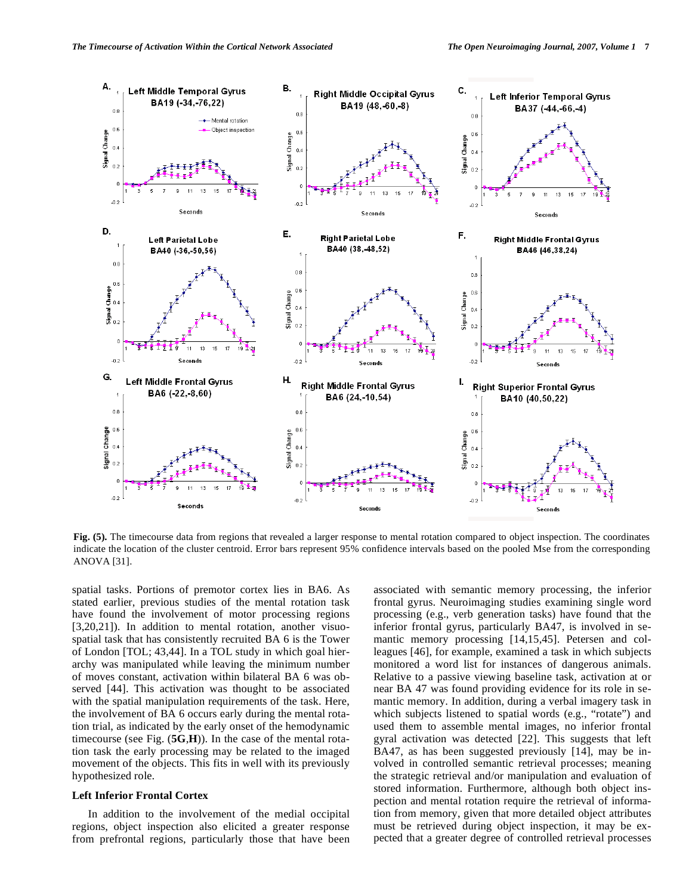A. Left Middle Temporal Gyrus
BA19 (-34,-76,22)

Mental rotation
Object inspection

Signal Change

Seconds

B. Right Middle Occipital Gyrus
BA19 (48,-60,-8)

Signal Change

Seconds

C. Left Inferior Temporal Gyrus
BA37 (-44,-66,-4)

Signal Change

Seconds

D. Left Parietal Lobe
BA40 (-36,-50,56)

Signal Change

Seconds

E. Right Parietal Lobe
BA40 (38,-48,52)

Signal Change

Seconds

F. Right Middle Frontal Gyrus
BA46 (46,38,24)

Signal Change

Seconds

G. Left Middle Frontal Gyrus
BA6 (-22,-8,60)

Signal Change

Seconds

H. Right Middle Frontal Gyrus
BA6 (24,-10,54)

Signal Change

Seconds

I. Right Superior Frontal Gyrus
BA10 (40,50,22)

Signal Change

Seconds

**Fig. (5).** The timecourse data from regions that revealed a larger response to mental rotation compared to object inspection. The coordinates indicate the location of the cluster centroid. Error bars represent 95% confidence intervals based on the pooled Mse from the corresponding ANOVA [31].

spatial tasks. Portions of premotor cortex lies in BA6. As stated earlier, previous studies of the mental rotation task have found the involvement of motor processing regions [3,20,21]). In addition to mental rotation, another visuospatial task that has consistently recruited BA 6 is the Tower of London [TOL; 43,44]. In a TOL study in which goal hierarchy was manipulated while leaving the minimum number of moves constant, activation within bilateral BA 6 was observed [44]. This activation was thought to be associated with the spatial manipulation requirements of the task. Here, the involvement of BA 6 occurs early during the mental rotation trial, as indicated by the early onset of the hemodynamic timecourse (see Fig. (**5G**,**H**)). In the case of the mental rotation task the early processing may be related to the imaged movement of the objects. This fits in well with its previously hypothesized role.

### Left Inferior Frontal Cortex

In addition to the involvement of the medial occipital regions, object inspection also elicited a greater response from prefrontal regions, particularly those that have been associated with semantic memory processing, the inferior frontal gyrus. Neuroimaging studies examining single word processing (e.g., verb generation tasks) have found that the inferior frontal gyrus, particularly BA47, is involved in semantic memory processing [14,15,45]. Petersen and colleagues [46], for example, examined a task in which subjects monitored a word list for instances of dangerous animals. Relative to a passive viewing baseline task, activation at or near BA 47 was found providing evidence for its role in semantic memory. In addition, during a verbal imagery task in which subjects listened to spatial words (e.g., "rotate") and used them to assemble mental images, no inferior frontal gyral activation was detected [22]. This suggests that left BA47, as has been suggested previously [14], may be involved in controlled semantic retrieval processes; meaning the strategic retrieval and/or manipulation and evaluation of stored information. Furthermore, although both object inspection and mental rotation require the retrieval of information from memory, given that more detailed object attributes must be retrieved during object inspection, it may be expected that a greater degree of controlled retrieval processes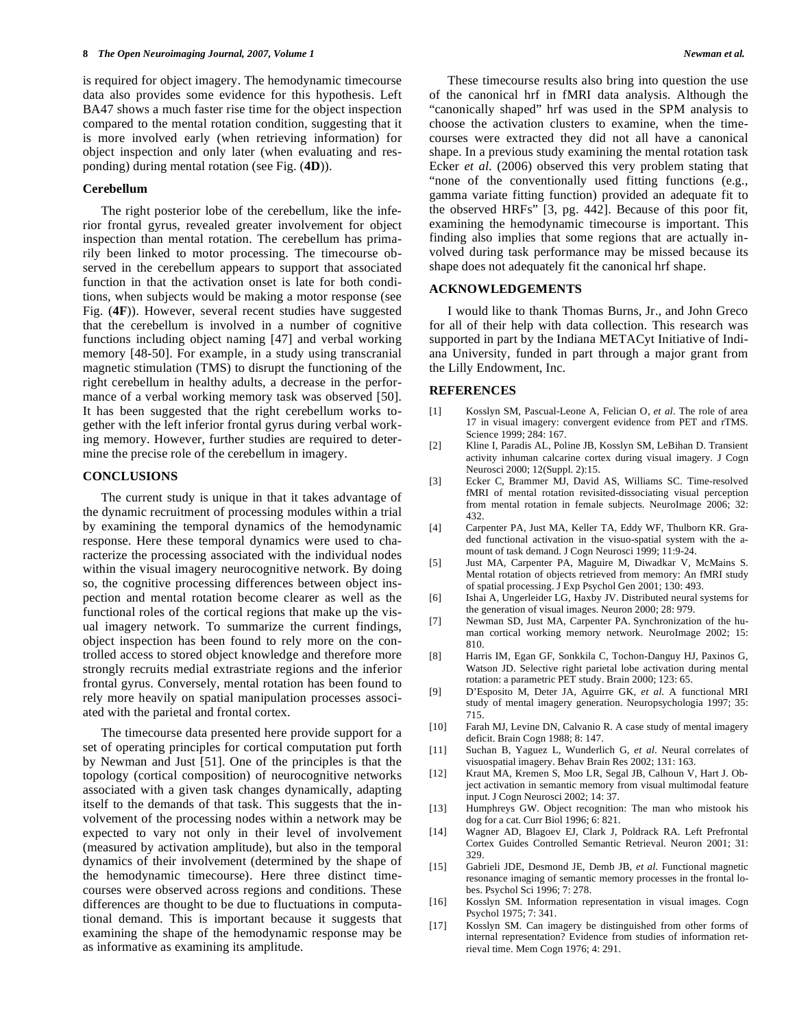is required for object imagery. The hemodynamic timecourse data also provides some evidence for this hypothesis. Left BA47 shows a much faster rise time for the object inspection compared to the mental rotation condition, suggesting that it is more involved early (when retrieving information) for object inspection and only later (when evaluating and responding) during mental rotation (see Fig. (**4D**)).

### Cerebellum

The right posterior lobe of the cerebellum, like the inferior frontal gyrus, revealed greater involvement for object inspection than mental rotation. The cerebellum has primarily been linked to motor processing. The timecourse observed in the cerebellum appears to support that associated function in that the activation onset is late for both conditions, when subjects would be making a motor response (see Fig. (**4F**)). However, several recent studies have suggested that the cerebellum is involved in a number of cognitive functions including object naming [47] and verbal working memory [48-50]. For example, in a study using transcranial magnetic stimulation (TMS) to disrupt the functioning of the right cerebellum in healthy adults, a decrease in the performance of a verbal working memory task was observed [50]. It has been suggested that the right cerebellum works together with the left inferior frontal gyrus during verbal working memory. However, further studies are required to determine the precise role of the cerebellum in imagery.

## CONCLUSIONS

The current study is unique in that it takes advantage of the dynamic recruitment of processing modules within a trial by examining the temporal dynamics of the hemodynamic response. Here these temporal dynamics were used to characterize the processing associated with the individual nodes within the visual imagery neurocognitive network. By doing so, the cognitive processing differences between object inspection and mental rotation become clearer as well as the functional roles of the cortical regions that make up the visual imagery network. To summarize the current findings, object inspection has been found to rely more on the controlled access to stored object knowledge and therefore more strongly recruits medial extrastriate regions and the inferior frontal gyrus. Conversely, mental rotation has been found to rely more heavily on spatial manipulation processes associated with the parietal and frontal cortex.

The timecourse data presented here provide support for a set of operating principles for cortical computation put forth by Newman and Just [51]. One of the principles is that the topology (cortical composition) of neurocognitive networks associated with a given task changes dynamically, adapting itself to the demands of that task. This suggests that the involvement of the processing nodes within a network may be expected to vary not only in their level of involvement (measured by activation amplitude), but also in the temporal dynamics of their involvement (determined by the shape of the hemodynamic timecourse). Here three distinct timecourses were observed across regions and conditions. These differences are thought to be due to fluctuations in computational demand. This is important because it suggests that examining the shape of the hemodynamic response may be as informative as examining its amplitude.

These timecourse results also bring into question the use of the canonical hrf in fMRI data analysis. Although the "canonically shaped" hrf was used in the SPM analysis to choose the activation clusters to examine, when the timecourses were extracted they did not all have a canonical shape. In a previous study examining the mental rotation task Ecker *et al.* (2006) observed this very problem stating that "none of the conventionally used fitting functions (e.g., gamma variate fitting function) provided an adequate fit to the observed HRFs" [3, pg. 442]. Because of this poor fit, examining the hemodynamic timecourse is important. This finding also implies that some regions that are actually involved during task performance may be missed because its shape does not adequately fit the canonical hrf shape.

## ACKNOWLEDGEMENTS

I would like to thank Thomas Burns, Jr., and John Greco for all of their help with data collection. This research was supported in part by the Indiana METACyt Initiative of Indiana University, funded in part through a major grant from the Lilly Endowment, Inc.

## REFERENCES

[1] Kosslyn SM, Pascual-Leone A, Felician O, *et al*. The role of area 17 in visual imagery: convergent evidence from PET and rTMS. Science 1999; 284: 167.

[2] Kline I, Paradis AL, Poline JB, Kosslyn SM, LeBihan D. Transient activity inhuman calcarine cortex during visual imagery. J Cogn Neurosci 2000; 12(Suppl. 2):15.

[3] Ecker C, Brammer MJ, David AS, Williams SC. Time-resolved fMRI of mental rotation revisited-dissociating visual perception from mental rotation in female subjects. NeuroImage 2006; 32: 432.

[4] Carpenter PA, Just MA, Keller TA, Eddy WF, Thulborn KR. Graded functional activation in the visuo-spatial system with the amount of task demand. J Cogn Neurosci 1999; 11:9-24.

[5] Just MA, Carpenter PA, Maguire M, Diwadkar V, McMains S. Mental rotation of objects retrieved from memory: An fMRI study of spatial processing. J Exp Psychol Gen 2001; 130: 493.

[6] Ishai A, Ungerleider LG, Haxby JV. Distributed neural systems for the generation of visual images. Neuron 2000; 28: 979.

[7] Newman SD, Just MA, Carpenter PA. Synchronization of the human cortical working memory network. NeuroImage 2002; 15: 810.

[8] Harris IM, Egan GF, Sonkkila C, Tochon-Danguy HJ, Paxinos G, Watson JD. Selective right parietal lobe activation during mental rotation: a parametric PET study. Brain 2000; 123: 65.

[9] D'Esposito M, Deter JA, Aguirre GK, *et al*. A functional MRI study of mental imagery generation. Neuropsychologia 1997; 35: 715.

[10] Farah MJ, Levine DN, Calvanio R. A case study of mental imagery deficit. Brain Cogn 1988; 8: 147.

[11] Suchan B, Yaguez L, Wunderlich G, *et al*. Neural correlates of visuospatial imagery. Behav Brain Res 2002; 131: 163.

[12] Kraut MA, Kremen S, Moo LR, Segal JB, Calhoun V, Hart J. Object activation in semantic memory from visual multimodal feature input. J Cogn Neurosci 2002; 14: 37.

[13] Humphreys GW. Object recognition: The man who mistook his dog for a cat. Curr Biol 1996; 6: 821.

[14] Wagner AD, Blagoev EJ, Clark J, Poldrack RA. Left Prefrontal Cortex Guides Controlled Semantic Retrieval. Neuron 2001; 31: 329.

[15] Gabrieli JDE, Desmond JE, Demb JB, *et al*. Functional magnetic resonance imaging of semantic memory processes in the frontal lobes. Psychol Sci 1996; 7: 278.

[16] Kosslyn SM. Information representation in visual images. Cogn Psychol 1975; 7: 341.

[17] Kosslyn SM. Can imagery be distinguished from other forms of internal representation? Evidence from studies of information retrieval time. Mem Cogn 1976; 4: 291.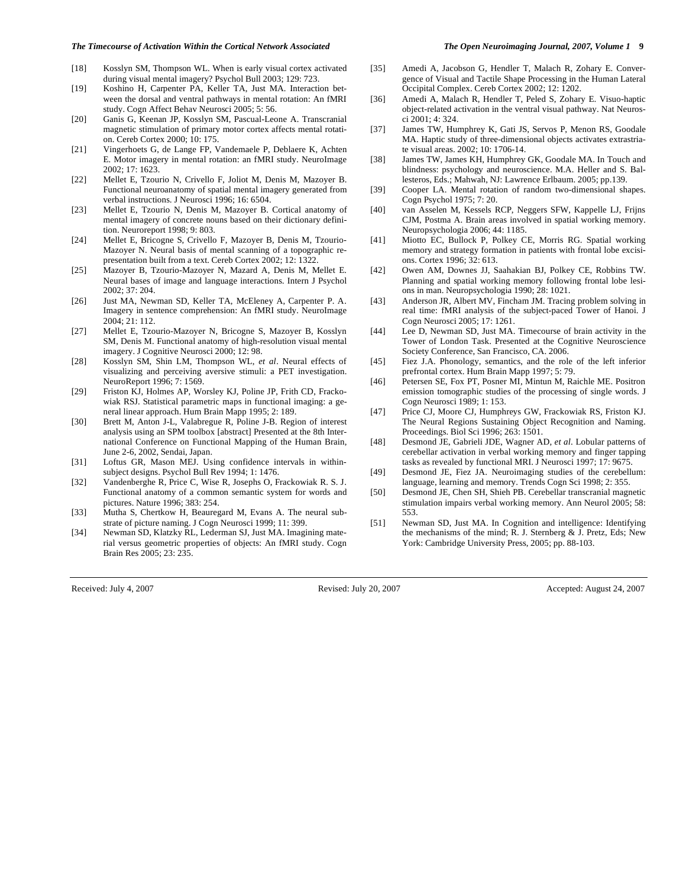[18] Kosslyn SM, Thompson WL. When is early visual cortex activated during visual mental imagery? Psychol Bull 2003; 129: 723.

[19] Koshino H, Carpenter PA, Keller TA, Just MA. Interaction between the dorsal and ventral pathways in mental rotation: An fMRI study. Cogn Affect Behav Neurosci 2005; 5: 56.

[20] Ganis G, Keenan JP, Kosslyn SM, Pascual-Leone A. Transcranial magnetic stimulation of primary motor cortex affects mental rotation. Cereb Cortex 2000; 10: 175.

[21] Vingerhoets G, de Lange FP, Vandemaele P, Deblaere K, Achten E. Motor imagery in mental rotation: an fMRI study. NeuroImage 2002; 17: 1623.

[22] Mellet E, Tzourio N, Crivello F, Joliot M, Denis M, Mazoyer B. Functional neuroanatomy of spatial mental imagery generated from verbal instructions. J Neurosci 1996; 16: 6504.

[23] Mellet E, Tzourio N, Denis M, Mazoyer B. Cortical anatomy of mental imagery of concrete nouns based on their dictionary definition. Neuroreport 1998; 9: 803.

[24] Mellet E, Bricogne S, Crivello F, Mazoyer B, Denis M, Tzourio-Mazoyer N. Neural basis of mental scanning of a topographic representation built from a text. Cereb Cortex 2002; 12: 1322.

[25] Mazoyer B, Tzourio-Mazoyer N, Mazard A, Denis M, Mellet E. Neural bases of image and language interactions. Intern J Psychol 2002; 37: 204.

[26] Just MA, Newman SD, Keller TA, McEleney A, Carpenter P. A. Imagery in sentence comprehension: An fMRI study. NeuroImage 2004; 21: 112.

[27] Mellet E, Tzourio-Mazoyer N, Bricogne S, Mazoyer B, Kosslyn SM, Denis M. Functional anatomy of high-resolution visual mental imagery. J Cognitive Neurosci 2000; 12: 98.

[28] Kosslyn SM, Shin LM, Thompson WL, *et al*. Neural effects of visualizing and perceiving aversive stimuli: a PET investigation. NeuroReport 1996; 7: 1569.

[29] Friston KJ, Holmes AP, Worsley KJ, Poline JP, Frith CD, Frackowiak RSJ. Statistical parametric maps in functional imaging: a general linear approach. Hum Brain Mapp 1995; 2: 189.

[30] Brett M, Anton J-L, Valabregue R, Poline J-B. Region of interest analysis using an SPM toolbox [abstract] Presented at the 8th International Conference on Functional Mapping of the Human Brain, June 2-6, 2002, Sendai, Japan.

[31] Loftus GR, Mason MEJ. Using confidence intervals in within-subject designs. Psychol Bull Rev 1994; 1: 1476.

[32] Vandenberghe R, Price C, Wise R, Josephs O, Frackowiak R. S. J. Functional anatomy of a common semantic system for words and pictures. Nature 1996; 383: 254.

[33] Mutha S, Chertkow H, Beauregard M, Evans A. The neural substrate of picture naming. J Cogn Neurosci 1999; 11: 399.

[34] Newman SD, Klatzky RL, Lederman SJ, Just MA. Imagining material versus geometric properties of objects: An fMRI study. Cogn Brain Res 2005; 23: 235.

[35] Amedi A, Jacobson G, Hendler T, Malach R, Zohary E. Convergence of Visual and Tactile Shape Processing in the Human Lateral Occipital Complex. Cereb Cortex 2002; 12: 1202.

[36] Amedi A, Malach R, Hendler T, Peled S, Zohary E. Visuo-haptic object-related activation in the ventral visual pathway. Nat Neurosci 2001; 4: 324.

[37] James TW, Humphrey K, Gati JS, Servos P, Menon RS, Goodale MA. Haptic study of three-dimensional objects activates extrastriate visual areas. 2002; 10: 1706-14.

[38] James TW, James KH, Humphrey GK, Goodale MA. In Touch and blindness: psychology and neuroscience. M.A. Heller and S. Ballesteros, Eds.; Mahwah, NJ: Lawrence Erlbaum. 2005; pp.139.

[39] Cooper LA. Mental rotation of random two-dimensional shapes. Cogn Psychol 1975; 7: 20.

[40] van Asselen M, Kessels RCP, Neggers SFW, Kappelle LJ, Frijns CJM, Postma A. Brain areas involved in spatial working memory. Neuropsychologia 2006; 44: 1185.

[41] Miotto EC, Bullock P, Polkey CE, Morris RG. Spatial working memory and strategy formation in patients with frontal lobe excisions. Cortex 1996; 32: 613.

[42] Owen AM, Downes JJ, Saahakian BJ, Polkey CE, Robbins TW. Planning and spatial working memory following frontal lobe lesions in man. Neuropsychologia 1990; 28: 1021.

[43] Anderson JR, Albert MV, Fincham JM. Tracing problem solving in real time: fMRI analysis of the subject-paced Tower of Hanoi. J Cogn Neurosci 2005; 17: 1261.

[44] Lee D, Newman SD, Just MA. Timecourse of brain activity in the Tower of London Task. Presented at the Cognitive Neuroscience Society Conference, San Francisco, CA. 2006.

[45] Fiez J.A. Phonology, semantics, and the role of the left inferior prefrontal cortex. Hum Brain Mapp 1997; 5: 79.

[46] Petersen SE, Fox PT, Posner MI, Mintun M, Raichle ME. Positron emission tomographic studies of the processing of single words. J Cogn Neurosci 1989; 1: 153.

[47] Price CJ, Moore CJ, Humphreys GW, Frackowiak RS, Friston KJ. The Neural Regions Sustaining Object Recognition and Naming. Proceedings. Biol Sci 1996; 263: 1501.

[48] Desmond JE, Gabrieli JDE, Wagner AD, *et al*. Lobular patterns of cerebellar activation in verbal working memory and finger tapping tasks as revealed by functional MRI. J Neurosci 1997; 17: 9675.

[49] Desmond JE, Fiez JA. Neuroimaging studies of the cerebellum: language, learning and memory. Trends Cogn Sci 1998; 2: 355.

[50] Desmond JE, Chen SH, Shieh PB. Cerebellar transcranial magnetic stimulation impairs verbal working memory. Ann Neurol 2005; 58: 553.

[51] Newman SD, Just MA. In Cognition and intelligence: Identifying the mechanisms of the mind; R. J. Sternberg & J. Pretz, Eds; New York: Cambridge University Press, 2005; pp. 88-103.

---

Received: July 4, 2007 Revised: July 20, 2007 Accepted: August 24, 2007